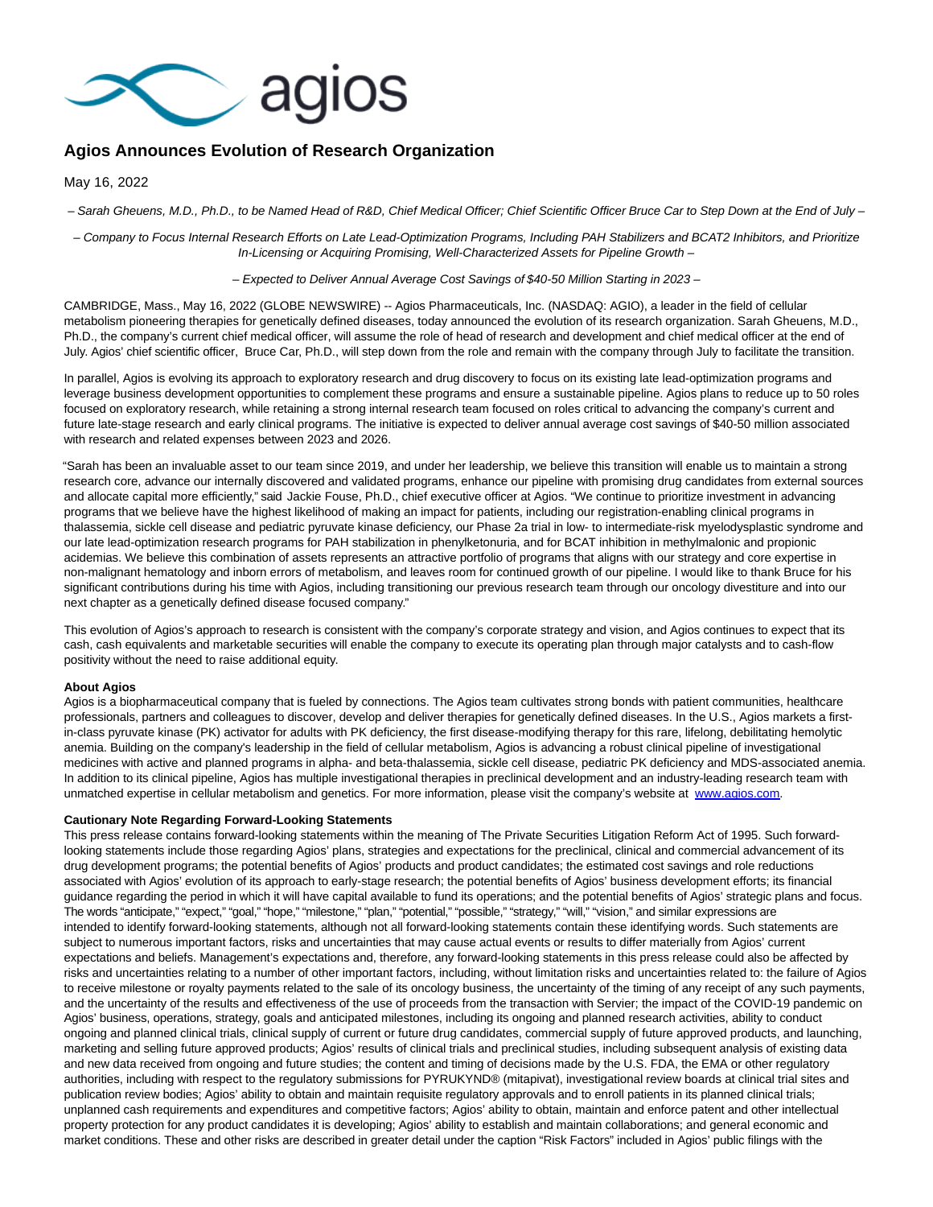# Agios Announces Evolution of Research Organization

May 16, 2022

*– Sarah Gheuens, M.D., Ph.D., to be Named Head of R&D, Chief Medical Officer; Chief Scientific Officer Bruce Car to Step Down at the End of July –*

*– Company to Focus Internal Research Efforts on Late Lead-Optimization Programs, Including PAH Stabilizers and BCAT2 Inhibitors, and Prioritize In-Licensing or Acquiring Promising, Well-Characterized Assets for Pipeline Growth –*

*– Expected to Deliver Annual Average Cost Savings of $40-50 Million Starting in 2023 –*

CAMBRIDGE, Mass., May 16, 2022 (GLOBE NEWSWIRE) -- Agios Pharmaceuticals, Inc. (NASDAQ: AGIO), a leader in the field of cellular metabolism pioneering therapies for genetically defined diseases, today announced the evolution of its research organization. Sarah Gheuens, M.D., Ph.D., the company's current chief medical officer, will assume the role of head of research and development and chief medical officer at the end of July. Agios' chief scientific officer, Bruce Car, Ph.D., will step down from the role and remain with the company through July to facilitate the transition.

In parallel, Agios is evolving its approach to exploratory research and drug discovery to focus on its existing late lead-optimization programs and leverage business development opportunities to complement these programs and ensure a sustainable pipeline. Agios plans to reduce up to 50 roles focused on exploratory research, while retaining a strong internal research team focused on roles critical to advancing the company's current and future late-stage research and early clinical programs. The initiative is expected to deliver annual average cost savings of $40-50 million associated with research and related expenses between 2023 and 2026.

"Sarah has been an invaluable asset to our team since 2019, and under her leadership, we believe this transition will enable us to maintain a strong research core, advance our internally discovered and validated programs, enhance our pipeline with promising drug candidates from external sources and allocate capital more efficiently," said Jackie Fouse, Ph.D., chief executive officer at Agios. "We continue to prioritize investment in advancing programs that we believe have the highest likelihood of making an impact for patients, including our registration-enabling clinical programs in thalassemia, sickle cell disease and pediatric pyruvate kinase deficiency, our Phase 2a trial in low- to intermediate-risk myelodysplastic syndrome and our late lead-optimization research programs for PAH stabilization in phenylketonuria, and for BCAT inhibition in methylmalonic and propionic acidemias. We believe this combination of assets represents an attractive portfolio of programs that aligns with our strategy and core expertise in non-malignant hematology and inborn errors of metabolism, and leaves room for continued growth of our pipeline. I would like to thank Bruce for his significant contributions during his time with Agios, including transitioning our previous research team through our oncology divestiture and into our next chapter as a genetically defined disease focused company."

This evolution of Agios's approach to research is consistent with the company's corporate strategy and vision, and Agios continues to expect that its cash, cash equivalents and marketable securities will enable the company to execute its operating plan through major catalysts and to cash-flow positivity without the need to raise additional equity.

**About Agios**

Agios is a biopharmaceutical company that is fueled by connections. The Agios team cultivates strong bonds with patient communities, healthcare professionals, partners and colleagues to discover, develop and deliver therapies for genetically defined diseases. In the U.S., Agios markets a first-in-class pyruvate kinase (PK) activator for adults with PK deficiency, the first disease-modifying therapy for this rare, lifelong, debilitating hemolytic anemia. Building on the company's leadership in the field of cellular metabolism, Agios is advancing a robust clinical pipeline of investigational medicines with active and planned programs in alpha- and beta-thalassemia, sickle cell disease, pediatric PK deficiency and MDS-associated anemia. In addition to its clinical pipeline, Agios has multiple investigational therapies in preclinical development and an industry-leading research team with unmatched expertise in cellular metabolism and genetics. For more information, please visit the company's website at www.agios.com.

**Cautionary Note Regarding Forward-Looking Statements**

This press release contains forward-looking statements within the meaning of The Private Securities Litigation Reform Act of 1995. Such forward-looking statements include those regarding Agios' plans, strategies and expectations for the preclinical, clinical and commercial advancement of its drug development programs; the potential benefits of Agios' products and product candidates; the estimated cost savings and role reductions associated with Agios' evolution of its approach to early-stage research; the potential benefits of Agios' business development efforts; its financial guidance regarding the period in which it will have capital available to fund its operations; and the potential benefits of Agios' strategic plans and focus. The words "anticipate," "expect," "goal," "hope," "milestone," "plan," "potential," "possible," "strategy," "will," "vision," and similar expressions are intended to identify forward-looking statements, although not all forward-looking statements contain these identifying words. Such statements are subject to numerous important factors, risks and uncertainties that may cause actual events or results to differ materially from Agios' current expectations and beliefs. Management's expectations and, therefore, any forward-looking statements in this press release could also be affected by risks and uncertainties relating to a number of other important factors, including, without limitation risks and uncertainties related to: the failure of Agios to receive milestone or royalty payments related to the sale of its oncology business, the uncertainty of the timing of any receipt of any such payments, and the uncertainty of the results and effectiveness of the use of proceeds from the transaction with Servier; the impact of the COVID-19 pandemic on Agios' business, operations, strategy, goals and anticipated milestones, including its ongoing and planned research activities, ability to conduct ongoing and planned clinical trials, clinical supply of current or future drug candidates, commercial supply of future approved products, and launching, marketing and selling future approved products; Agios' results of clinical trials and preclinical studies, including subsequent analysis of existing data and new data received from ongoing and future studies; the content and timing of decisions made by the U.S. FDA, the EMA or other regulatory authorities, including with respect to the regulatory submissions for PYRUKYND® (mitapivat), investigational review boards at clinical trial sites and publication review bodies; Agios' ability to obtain and maintain requisite regulatory approvals and to enroll patients in its planned clinical trials; unplanned cash requirements and expenditures and competitive factors; Agios' ability to obtain, maintain and enforce patent and other intellectual property protection for any product candidates it is developing; Agios' ability to establish and maintain collaborations; and general economic and market conditions. These and other risks are described in greater detail under the caption "Risk Factors" included in Agios' public filings with the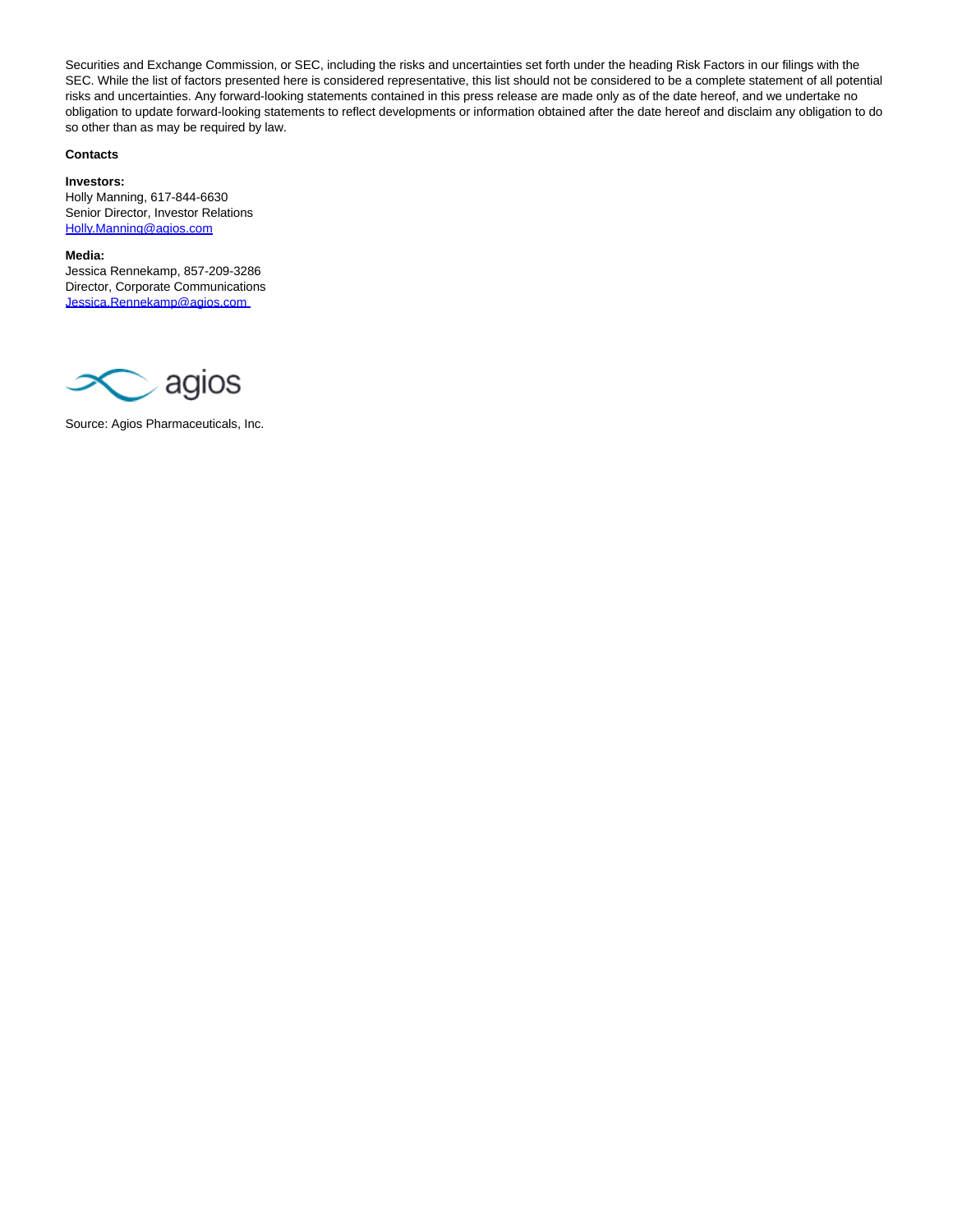Securities and Exchange Commission, or SEC, including the risks and uncertainties set forth under the heading Risk Factors in our filings with the SEC. While the list of factors presented here is considered representative, this list should not be considered to be a complete statement of all potential risks and uncertainties. Any forward-looking statements contained in this press release are made only as of the date hereof, and we undertake no obligation to update forward-looking statements to reflect developments or information obtained after the date hereof and disclaim any obligation to do so other than as may be required by law.

**Contacts**

**Investors:**
Holly Manning, 617-844-6630
Senior Director, Investor Relations
[Holly.Manning@agios.com](mailto:Holly.Manning@agios.com)

**Media:**
Jessica Rennekamp, 857-209-3286
Director, Corporate Communications
[Jessica.Rennekamp@agios.com](mailto:Jessica.Rennekamp@agios.com)

agios

Source: Agios Pharmaceuticals, Inc.